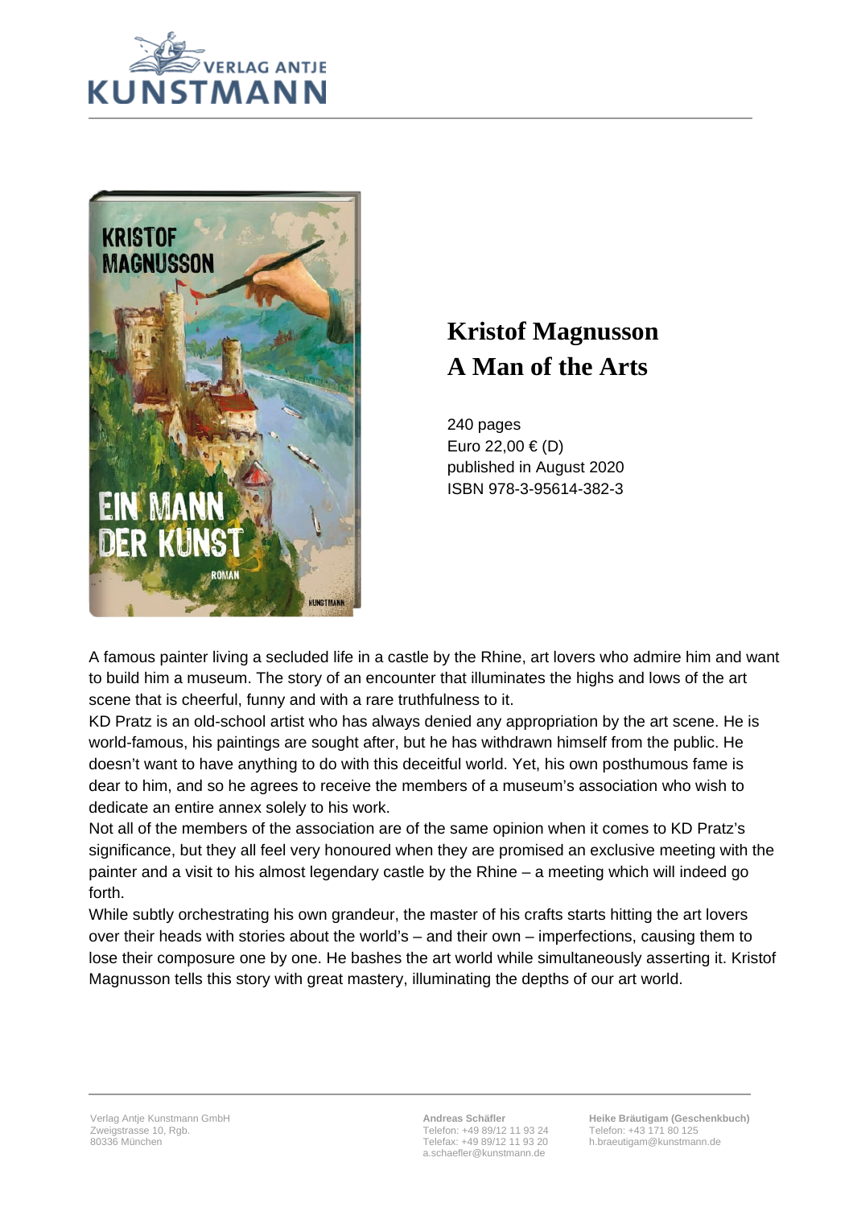# Kristof Magnusson
# A Man of the Arts

240 pages
Euro 22,00 € (D)
published in August 2020
ISBN 978-3-95614-382-3

A famous painter living a secluded life in a castle by the Rhine, art lovers who admire him and want to build him a museum. The story of an encounter that illuminates the highs and lows of the art scene that is cheerful, funny and with a rare truthfulness to it.

KD Pratz is an old-school artist who has always denied any appropriation by the art scene. He is world-famous, his paintings are sought after, but he has withdrawn himself from the public. He doesn't want to have anything to do with this deceitful world. Yet, his own posthumous fame is dear to him, and so he agrees to receive the members of a museum's association who wish to dedicate an entire annex solely to his work.

Not all of the members of the association are of the same opinion when it comes to KD Pratz's significance, but they all feel very honoured when they are promised an exclusive meeting with the painter and a visit to his almost legendary castle by the Rhine – a meeting which will indeed go forth.

While subtly orchestrating his own grandeur, the master of his crafts starts hitting the art lovers over their heads with stories about the world's – and their own – imperfections, causing them to lose their composure one by one. He bashes the art world while simultaneously asserting it. Kristof Magnusson tells this story with great mastery, illuminating the depths of our art world.

Verlag Antje Kunstmann GmbH
Zweigstrasse 10, Rgb.
80336 München

**Andreas Schäfler**
Telefon: +49 89/12 11 93 24
Telefax: +49 89/12 11 93 20
a.schaefler@kunstmann.de

**Heike Bräutigam (Geschenkbuch)**
Telefon: +43 171 80 125
h.braeutigam@kunstmann.de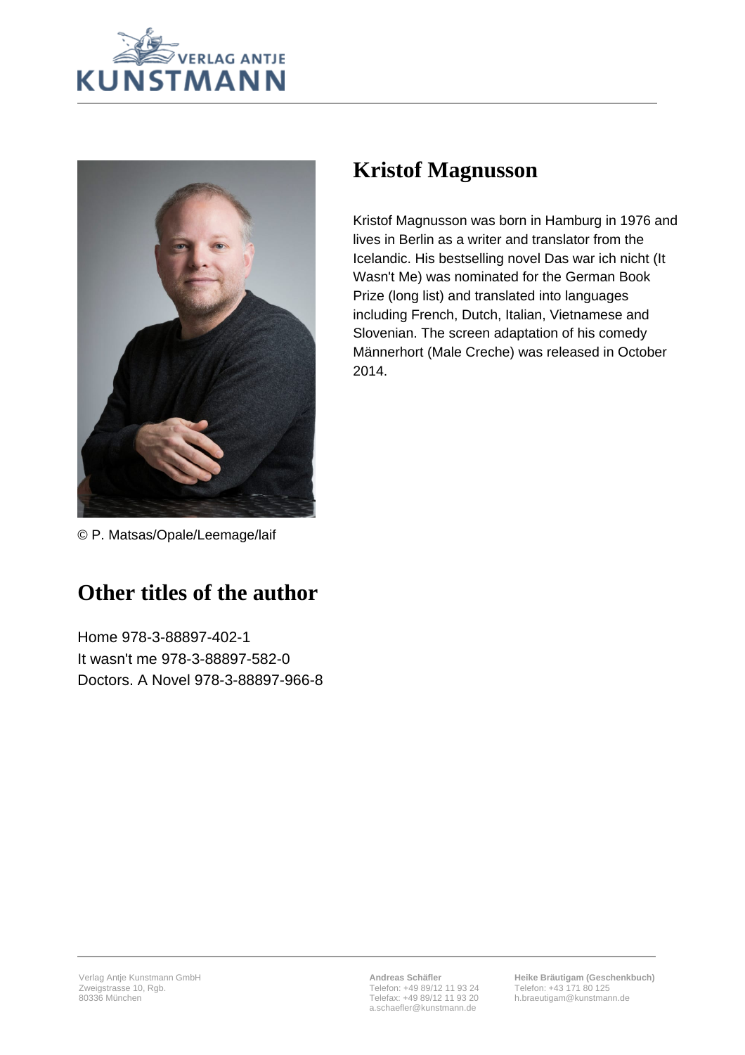# Kristof Magnusson

Kristof Magnusson was born in Hamburg in 1976 and lives in Berlin as a writer and translator from the Icelandic. His bestselling novel Das war ich nicht (It Wasn't Me) was nominated for the German Book Prize (long list) and translated into languages including French, Dutch, Italian, Vietnamese and Slovenian. The screen adaptation of his comedy Männerhort (Male Creche) was released in October 2014.

© P. Matsas/Opale/Leemage/laif

## Other titles of the author

Home 978-3-88897-402-1
It wasn't me 978-3-88897-582-0
Doctors. A Novel 978-3-88897-966-8